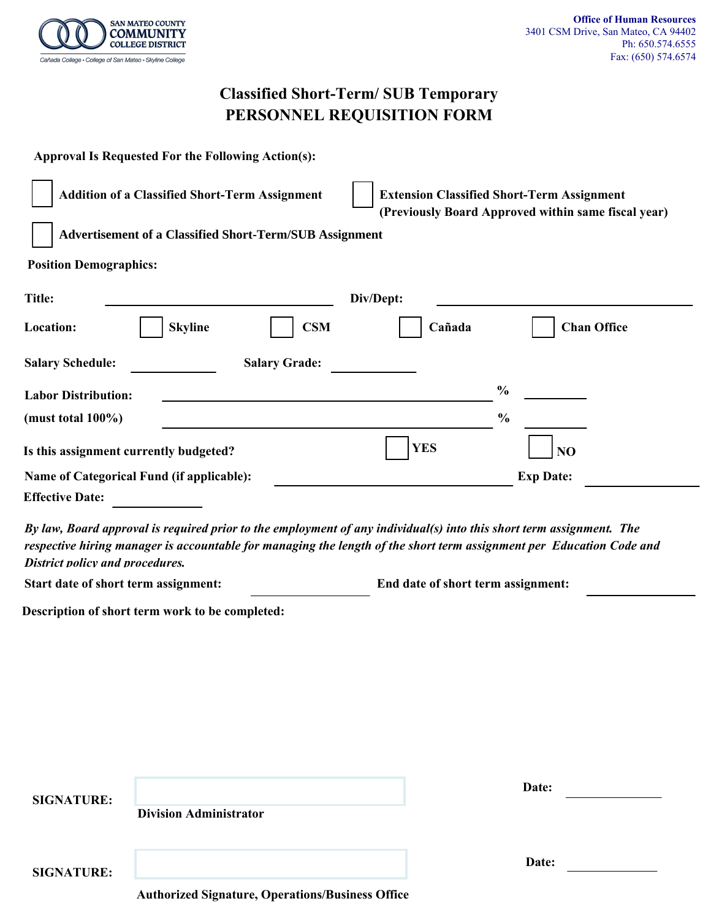SAN MATEO COUNTY COMMUNITY COLLEGE DISTRICT
Cañada College • College of San Mateo • Skyline College

**Office of Human Resources**
3401 CSM Drive, San Mateo, CA 94402
Ph: 650.574.6555
Fax: (650) 574.6574

# Classified Short-Term/ SUB Temporary
# PERSONNEL REQUISITION FORM

**Approval Is Requested For the Following Action(s):**

☐ **Addition of a Classified Short-Term Assignment**

☐ **Extension Classified Short-Term Assignment (Previously Board Approved within same fiscal year)**

☐ **Advertisement of a Classified Short-Term/SUB Assignment**

**Position Demographics:**

**Title:** ____________________ **Div/Dept:** ____________________

**Location:** ☐ **Skyline** ☐ **CSM** ☐ **Cañada** ☐ **Chan Office**

**Salary Schedule:** ____________ **Salary Grade:** ____________

**Labor Distribution:** ______________________________ **%** ________

**(must total 100%)** ______________________________ **%** ________

**Is this assignment currently budgeted?** ☐ **YES** ☐ **NO**

**Name of Categorical Fund (if applicable):** ____________________ **Exp Date:** ____________

**Effective Date:** ____________

***By law, Board approval is required prior to the employment of any individual(s) into this short term assignment. The respective hiring manager is accountable for managing the length of the short term assignment per Education Code and District policy and procedures.***

**Start date of short term assignment:** ____________ **End date of short term assignment:** ____________

**Description of short term work to be completed:**

**SIGNATURE:** ______________________________ **Date:** ____________
**Division Administrator**

**SIGNATURE:** ______________________________ **Date:** ____________
**Authorized Signature, Operations/Business Office**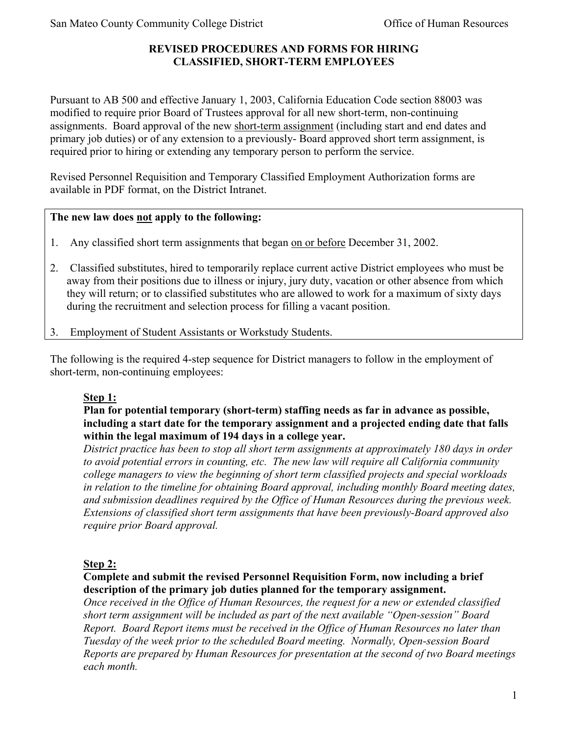## REVISED PROCEDURES AND FORMS FOR HIRING CLASSIFIED, SHORT-TERM EMPLOYEES

Pursuant to AB 500 and effective January 1, 2003, California Education Code section 88003 was modified to require prior Board of Trustees approval for all new short-term, non-continuing assignments. Board approval of the new <u>short-term assignment</u> (including start and end dates and primary job duties) or of any extension to a previously- Board approved short term assignment, is required prior to hiring or extending any temporary person to perform the service.

Revised Personnel Requisition and Temporary Classified Employment Authorization forms are available in PDF format, on the District Intranet.

**The new law does <u>not</u> apply to the following:**

1. Any classified short term assignments that began <u>on or before</u> December 31, 2002.
2. Classified substitutes, hired to temporarily replace current active District employees who must be away from their positions due to illness or injury, jury duty, vacation or other absence from which they will return; or to classified substitutes who are allowed to work for a maximum of sixty days during the recruitment and selection process for filling a vacant position.
3. Employment of Student Assistants or Workstudy Students.

The following is the required 4-step sequence for District managers to follow in the employment of short-term, non-continuing employees:

**<u>Step 1:</u>**

**Plan for potential temporary (short-term) staffing needs as far in advance as possible, including a start date for the temporary assignment and a projected ending date that falls within the legal maximum of 194 days in a college year.**

*District practice has been to stop all short term assignments at approximately 180 days in order to avoid potential errors in counting, etc. The new law will require all California community college managers to view the beginning of short term classified projects and special workloads in relation to the timeline for obtaining Board approval, including monthly Board meeting dates, and submission deadlines required by the Office of Human Resources during the previous week. Extensions of classified short term assignments that have been previously-Board approved also require prior Board approval.*

**<u>Step 2:</u>**

**Complete and submit the revised Personnel Requisition Form, now including a brief description of the primary job duties planned for the temporary assignment.**

*Once received in the Office of Human Resources, the request for a new or extended classified short term assignment will be included as part of the next available "Open-session" Board Report. Board Report items must be received in the Office of Human Resources no later than Tuesday of the week prior to the scheduled Board meeting. Normally, Open-session Board Reports are prepared by Human Resources for presentation at the second of two Board meetings each month.*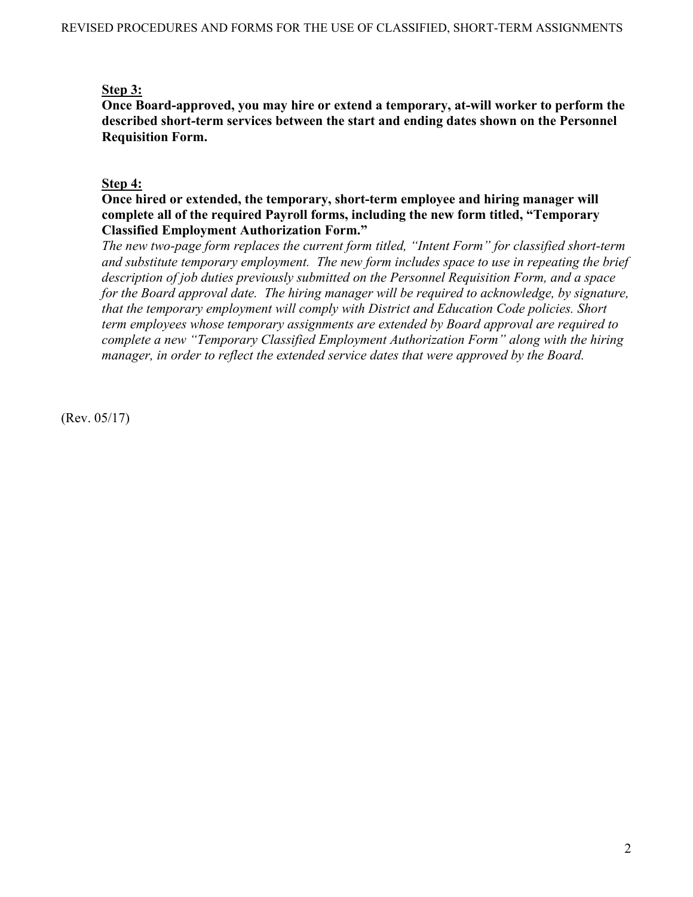**Step 3:**

**Once Board-approved, you may hire or extend a temporary, at-will worker to perform the described short-term services between the start and ending dates shown on the Personnel Requisition Form.**

**Step 4:**

**Once hired or extended, the temporary, short-term employee and hiring manager will complete all of the required Payroll forms, including the new form titled, "Temporary Classified Employment Authorization Form."**

*The new two-page form replaces the current form titled, "Intent Form" for classified short-term and substitute temporary employment. The new form includes space to use in repeating the brief description of job duties previously submitted on the Personnel Requisition Form, and a space for the Board approval date. The hiring manager will be required to acknowledge, by signature, that the temporary employment will comply with District and Education Code policies. Short term employees whose temporary assignments are extended by Board approval are required to complete a new "Temporary Classified Employment Authorization Form" along with the hiring manager, in order to reflect the extended service dates that were approved by the Board.*

(Rev. 05/17)